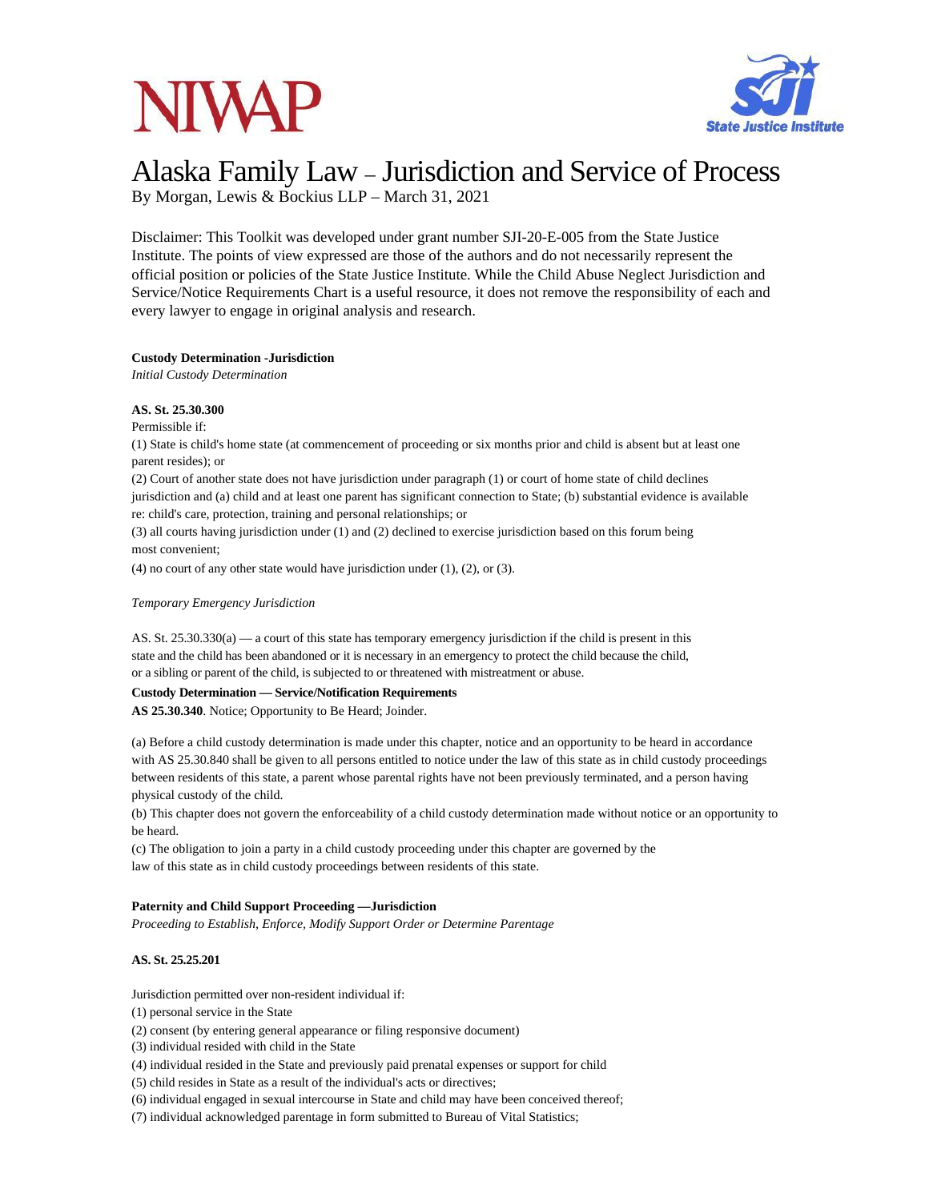NIWAP

State Justice Institute

# Alaska Family Law – Jurisdiction and Service of Process

By Morgan, Lewis & Bockius LLP – March 31, 2021

Disclaimer: This Toolkit was developed under grant number SJI-20-E-005 from the State Justice Institute. The points of view expressed are those of the authors and do not necessarily represent the official position or policies of the State Justice Institute. While the Child Abuse Neglect Jurisdiction and Service/Notice Requirements Chart is a useful resource, it does not remove the responsibility of each and every lawyer to engage in original analysis and research.

**Custody Determination -Jurisdiction**

*Initial Custody Determination*

**AS. St. 25.30.300**

Permissible if:

(1) State is child's home state (at commencement of proceeding or six months prior and child is absent but at least one parent resides); or

(2) Court of another state does not have jurisdiction under paragraph (1) or court of home state of child declines jurisdiction and (a) child and at least one parent has significant connection to State; (b) substantial evidence is available re: child's care, protection, training and personal relationships; or

(3) all courts having jurisdiction under (1) and (2) declined to exercise jurisdiction based on this forum being most convenient;

(4) no court of any other state would have jurisdiction under (1), (2), or (3).

*Temporary Emergency Jurisdiction*

AS. St. 25.30.330(a) — a court of this state has temporary emergency jurisdiction if the child is present in this state and the child has been abandoned or it is necessary in an emergency to protect the child because the child, or a sibling or parent of the child, is subjected to or threatened with mistreatment or abuse.

**Custody Determination — Service/Notification Requirements**

**AS 25.30.340**. Notice; Opportunity to Be Heard; Joinder.

(a) Before a child custody determination is made under this chapter, notice and an opportunity to be heard in accordance with AS 25.30.840 shall be given to all persons entitled to notice under the law of this state as in child custody proceedings between residents of this state, a parent whose parental rights have not been previously terminated, and a person having physical custody of the child.

(b) This chapter does not govern the enforceability of a child custody determination made without notice or an opportunity to be heard.

(c) The obligation to join a party in a child custody proceeding under this chapter are governed by the law of this state as in child custody proceedings between residents of this state.

**Paternity and Child Support Proceeding —Jurisdiction**

*Proceeding to Establish, Enforce, Modify Support Order or Determine Parentage*

**AS. St. 25.25.201**

Jurisdiction permitted over non-resident individual if:

(1) personal service in the State

(2) consent (by entering general appearance or filing responsive document)

(3) individual resided with child in the State

(4) individual resided in the State and previously paid prenatal expenses or support for child

(5) child resides in State as a result of the individual's acts or directives;

(6) individual engaged in sexual intercourse in State and child may have been conceived thereof;

(7) individual acknowledged parentage in form submitted to Bureau of Vital Statistics;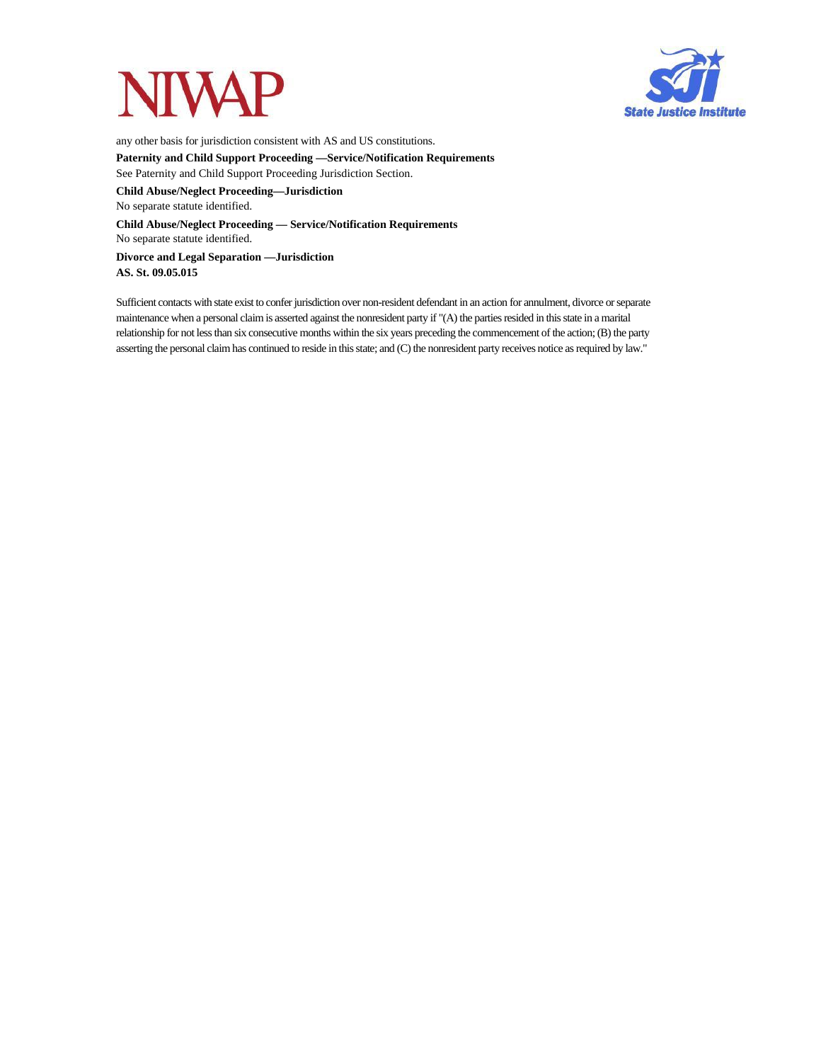any other basis for jurisdiction consistent with AS and US constitutions.

**Paternity and Child Support Proceeding —Service/Notification Requirements**

See Paternity and Child Support Proceeding Jurisdiction Section.

**Child Abuse/Neglect Proceeding—Jurisdiction**

No separate statute identified.

**Child Abuse/Neglect Proceeding — Service/Notification Requirements**

No separate statute identified.

**Divorce and Legal Separation —Jurisdiction**

**AS. St. 09.05.015**

Sufficient contacts with state exist to confer jurisdiction over non-resident defendant in an action for annulment, divorce or separate maintenance when a personal claim is asserted against the nonresident party if "(A) the parties resided in this state in a marital relationship for not less than six consecutive months within the six years preceding the commencement of the action; (B) the party asserting the personal claim has continued to reside in this state; and (C) the nonresident party receives notice as required by law."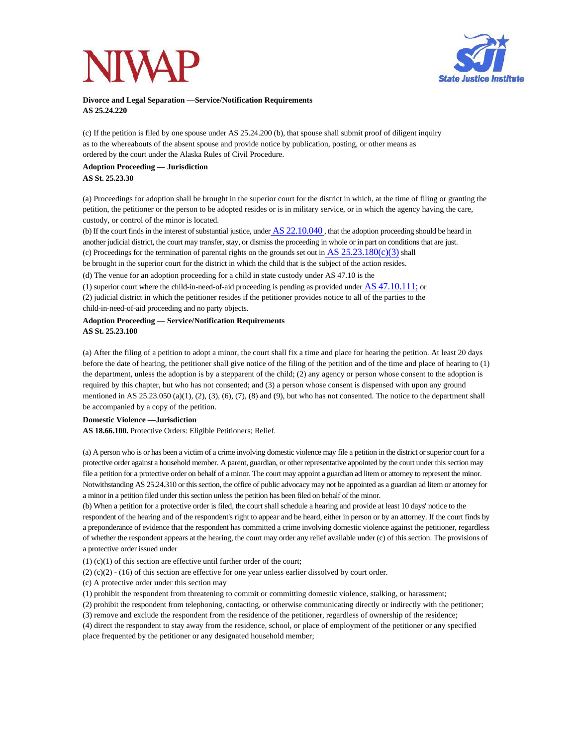**Divorce and Legal Separation —Service/Notification Requirements**
**AS 25.24.220**

(c) If the petition is filed by one spouse under AS 25.24.200 (b), that spouse shall submit proof of diligent inquiry as to the whereabouts of the absent spouse and provide notice by publication, posting, or other means as ordered by the court under the Alaska Rules of Civil Procedure.

**Adoption Proceeding — Jurisdiction**
**AS St. 25.23.30**

(a) Proceedings for adoption shall be brought in the superior court for the district in which, at the time of filing or granting the petition, the petitioner or the person to be adopted resides or is in military service, or in which the agency having the care, custody, or control of the minor is located.

(b) If the court finds in the interest of substantial justice, under AS 22.10.040, that the adoption proceeding should be heard in another judicial district, the court may transfer, stay, or dismiss the proceeding in whole or in part on conditions that are just.

(c) Proceedings for the termination of parental rights on the grounds set out in AS 25.23.180(c)(3) shall be brought in the superior court for the district in which the child that is the subject of the action resides.

(d) The venue for an adoption proceeding for a child in state custody under AS 47.10 is the

(1) superior court where the child-in-need-of-aid proceeding is pending as provided under AS 47.10.111; or

(2) judicial district in which the petitioner resides if the petitioner provides notice to all of the parties to the child-in-need-of-aid proceeding and no party objects.

**Adoption Proceeding — Service/Notification Requirements**
**AS St. 25.23.100**

(a) After the filing of a petition to adopt a minor, the court shall fix a time and place for hearing the petition. At least 20 days before the date of hearing, the petitioner shall give notice of the filing of the petition and of the time and place of hearing to (1) the department, unless the adoption is by a stepparent of the child; (2) any agency or person whose consent to the adoption is required by this chapter, but who has not consented; and (3) a person whose consent is dispensed with upon any ground mentioned in AS 25.23.050 (a)(1), (2), (3), (6), (7), (8) and (9), but who has not consented. The notice to the department shall be accompanied by a copy of the petition.

**Domestic Violence —Jurisdiction**
**AS 18.66.100.** Protective Orders: Eligible Petitioners; Relief.

(a) A person who is or has been a victim of a crime involving domestic violence may file a petition in the district or superior court for a protective order against a household member. A parent, guardian, or other representative appointed by the court under this section may file a petition for a protective order on behalf of a minor. The court may appoint a guardian ad litem or attorney to represent the minor. Notwithstanding AS 25.24.310 or this section, the office of public advocacy may not be appointed as a guardian ad litem or attorney for a minor in a petition filed under this section unless the petition has been filed on behalf of the minor.

(b) When a petition for a protective order is filed, the court shall schedule a hearing and provide at least 10 days' notice to the respondent of the hearing and of the respondent's right to appear and be heard, either in person or by an attorney. If the court finds by a preponderance of evidence that the respondent has committed a crime involving domestic violence against the petitioner, regardless of whether the respondent appears at the hearing, the court may order any relief available under (c) of this section. The provisions of a protective order issued under

(1) (c)(1) of this section are effective until further order of the court;

(2) (c)(2) - (16) of this section are effective for one year unless earlier dissolved by court order.

(c) A protective order under this section may

(1) prohibit the respondent from threatening to commit or committing domestic violence, stalking, or harassment;

(2) prohibit the respondent from telephoning, contacting, or otherwise communicating directly or indirectly with the petitioner;

(3) remove and exclude the respondent from the residence of the petitioner, regardless of ownership of the residence;

(4) direct the respondent to stay away from the residence, school, or place of employment of the petitioner or any specified place frequented by the petitioner or any designated household member;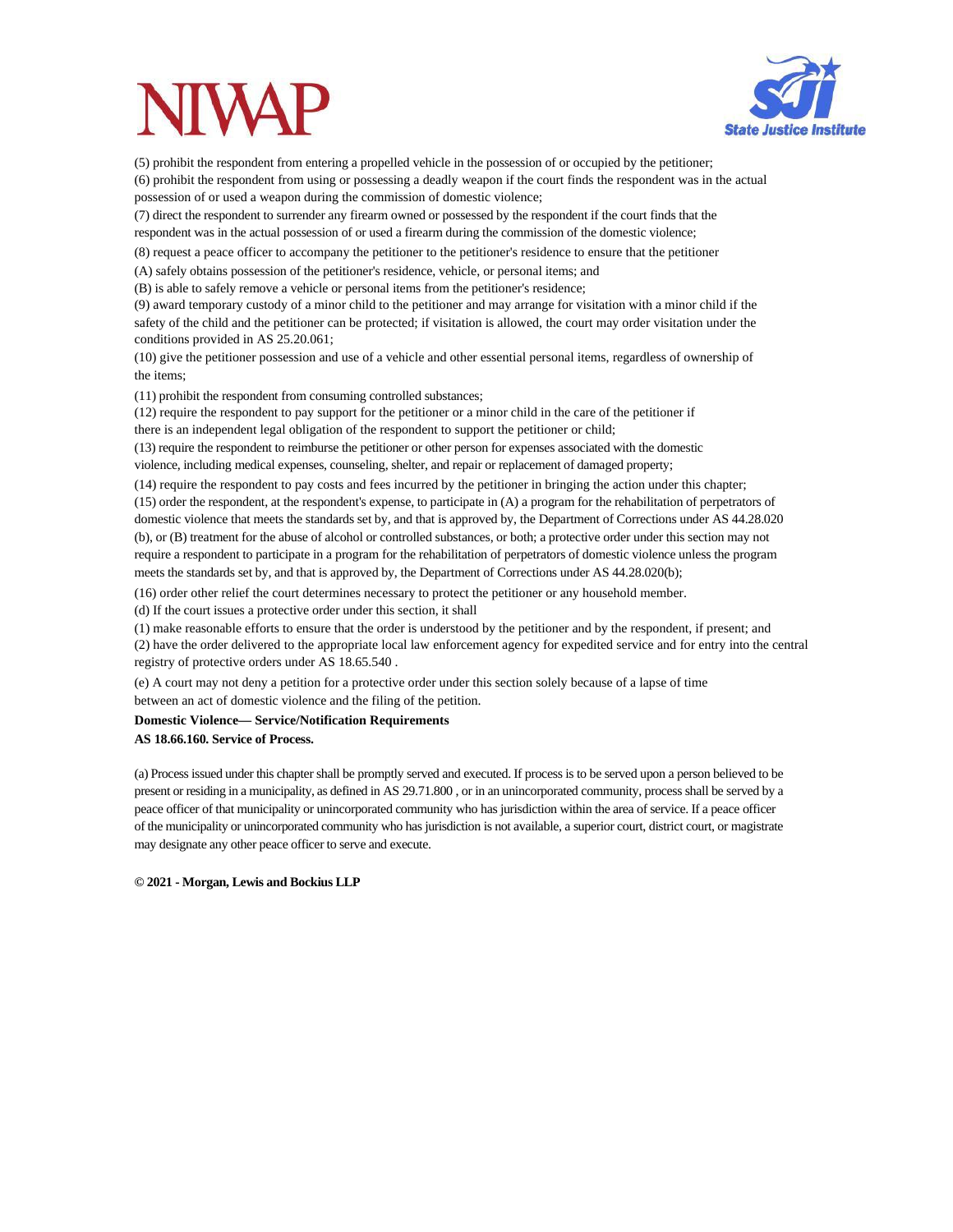(5) prohibit the respondent from entering a propelled vehicle in the possession of or occupied by the petitioner;

(6) prohibit the respondent from using or possessing a deadly weapon if the court finds the respondent was in the actual possession of or used a weapon during the commission of domestic violence;

(7) direct the respondent to surrender any firearm owned or possessed by the respondent if the court finds that the respondent was in the actual possession of or used a firearm during the commission of the domestic violence;

(8) request a peace officer to accompany the petitioner to the petitioner's residence to ensure that the petitioner

(A) safely obtains possession of the petitioner's residence, vehicle, or personal items; and

(B) is able to safely remove a vehicle or personal items from the petitioner's residence;

(9) award temporary custody of a minor child to the petitioner and may arrange for visitation with a minor child if the safety of the child and the petitioner can be protected; if visitation is allowed, the court may order visitation under the conditions provided in AS 25.20.061;

(10) give the petitioner possession and use of a vehicle and other essential personal items, regardless of ownership of the items;

(11) prohibit the respondent from consuming controlled substances;

(12) require the respondent to pay support for the petitioner or a minor child in the care of the petitioner if there is an independent legal obligation of the respondent to support the petitioner or child;

(13) require the respondent to reimburse the petitioner or other person for expenses associated with the domestic violence, including medical expenses, counseling, shelter, and repair or replacement of damaged property;

(14) require the respondent to pay costs and fees incurred by the petitioner in bringing the action under this chapter;

(15) order the respondent, at the respondent's expense, to participate in (A) a program for the rehabilitation of perpetrators of domestic violence that meets the standards set by, and that is approved by, the Department of Corrections under AS 44.28.020 (b), or (B) treatment for the abuse of alcohol or controlled substances, or both; a protective order under this section may not require a respondent to participate in a program for the rehabilitation of perpetrators of domestic violence unless the program meets the standards set by, and that is approved by, the Department of Corrections under AS 44.28.020(b);

(16) order other relief the court determines necessary to protect the petitioner or any household member.

(d) If the court issues a protective order under this section, it shall

(1) make reasonable efforts to ensure that the order is understood by the petitioner and by the respondent, if present; and

(2) have the order delivered to the appropriate local law enforcement agency for expedited service and for entry into the central registry of protective orders under AS 18.65.540 .

(e) A court may not deny a petition for a protective order under this section solely because of a lapse of time between an act of domestic violence and the filing of the petition.

**Domestic Violence— Service/Notification Requirements**

**AS 18.66.160. Service of Process.**

(a) Process issued under this chapter shall be promptly served and executed. If process is to be served upon a person believed to be present or residing in a municipality, as defined in AS 29.71.800 , or in an unincorporated community, process shall be served by a peace officer of that municipality or unincorporated community who has jurisdiction within the area of service. If a peace officer of the municipality or unincorporated community who has jurisdiction is not available, a superior court, district court, or magistrate may designate any other peace officer to serve and execute.

**© 2021 - Morgan, Lewis and Bockius LLP**